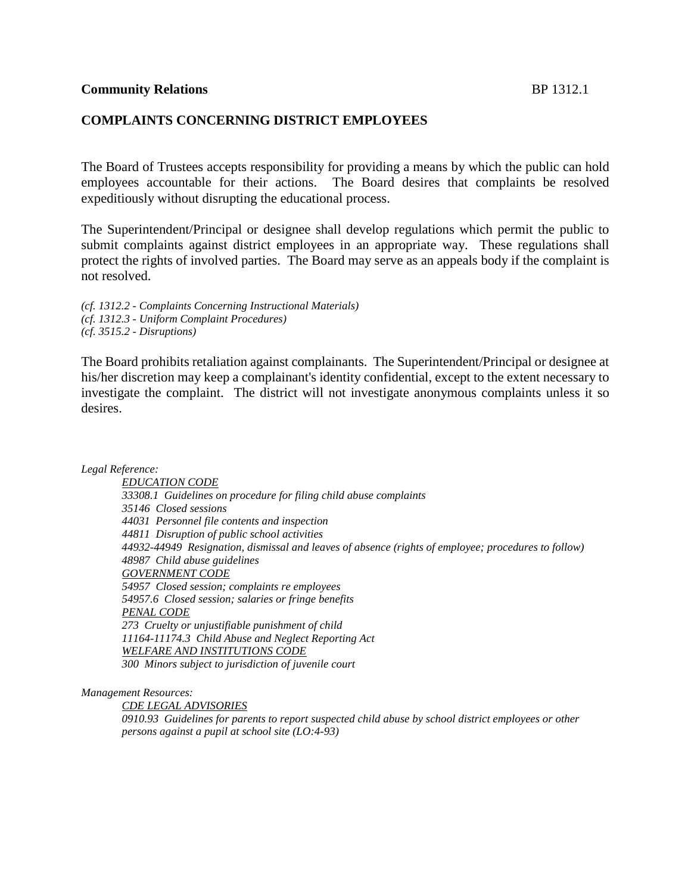**Community Relations** BP 1312.1

## COMPLAINTS CONCERNING DISTRICT EMPLOYEES

The Board of Trustees accepts responsibility for providing a means by which the public can hold employees accountable for their actions. The Board desires that complaints be resolved expeditiously without disrupting the educational process.

The Superintendent/Principal or designee shall develop regulations which permit the public to submit complaints against district employees in an appropriate way. These regulations shall protect the rights of involved parties. The Board may serve as an appeals body if the complaint is not resolved.

*(cf. 1312.2 - Complaints Concerning Instructional Materials)*
*(cf. 1312.3 - Uniform Complaint Procedures)*
*(cf. 3515.2 - Disruptions)*

The Board prohibits retaliation against complainants. The Superintendent/Principal or designee at his/her discretion may keep a complainant's identity confidential, except to the extent necessary to investigate the complaint. The district will not investigate anonymous complaints unless it so desires.

*Legal Reference:*

*EDUCATION CODE*
*33308.1 Guidelines on procedure for filing child abuse complaints*
*35146 Closed sessions*
*44031 Personnel file contents and inspection*
*44811 Disruption of public school activities*
*44932-44949 Resignation, dismissal and leaves of absence (rights of employee; procedures to follow)*
*48987 Child abuse guidelines*
*GOVERNMENT CODE*
*54957 Closed session; complaints re employees*
*54957.6 Closed session; salaries or fringe benefits*
*PENAL CODE*
*273 Cruelty or unjustifiable punishment of child*
*11164-11174.3 Child Abuse and Neglect Reporting Act*
*WELFARE AND INSTITUTIONS CODE*
*300 Minors subject to jurisdiction of juvenile court*

*Management Resources:*

*CDE LEGAL ADVISORIES*
*0910.93 Guidelines for parents to report suspected child abuse by school district employees or other persons against a pupil at school site (LO:4-93)*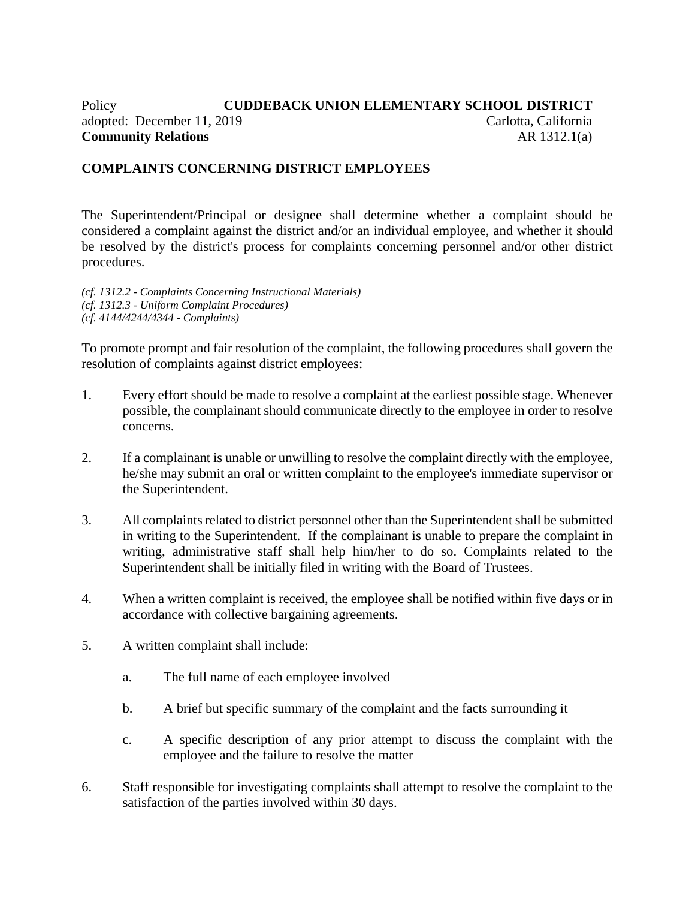Policy **CUDDEBACK UNION ELEMENTARY SCHOOL DISTRICT**
adopted: December 11, 2019 Carlotta, California
**Community Relations** AR 1312.1(a)

## COMPLAINTS CONCERNING DISTRICT EMPLOYEES

The Superintendent/Principal or designee shall determine whether a complaint should be considered a complaint against the district and/or an individual employee, and whether it should be resolved by the district's process for complaints concerning personnel and/or other district procedures.

*(cf. 1312.2 - Complaints Concerning Instructional Materials)*
*(cf. 1312.3 - Uniform Complaint Procedures)*
*(cf. 4144/4244/4344 - Complaints)*

To promote prompt and fair resolution of the complaint, the following procedures shall govern the resolution of complaints against district employees:

1. Every effort should be made to resolve a complaint at the earliest possible stage. Whenever possible, the complainant should communicate directly to the employee in order to resolve concerns.

2. If a complainant is unable or unwilling to resolve the complaint directly with the employee, he/she may submit an oral or written complaint to the employee's immediate supervisor or the Superintendent.

3. All complaints related to district personnel other than the Superintendent shall be submitted in writing to the Superintendent. If the complainant is unable to prepare the complaint in writing, administrative staff shall help him/her to do so. Complaints related to the Superintendent shall be initially filed in writing with the Board of Trustees.

4. When a written complaint is received, the employee shall be notified within five days or in accordance with collective bargaining agreements.

5. A written complaint shall include:

   a. The full name of each employee involved

   b. A brief but specific summary of the complaint and the facts surrounding it

   c. A specific description of any prior attempt to discuss the complaint with the employee and the failure to resolve the matter

6. Staff responsible for investigating complaints shall attempt to resolve the complaint to the satisfaction of the parties involved within 30 days.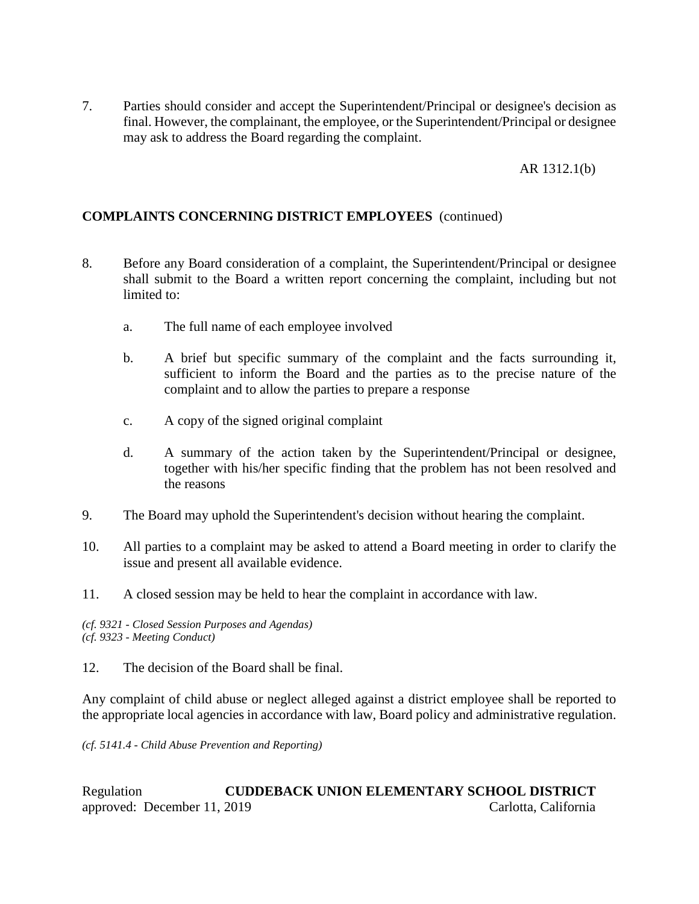7. Parties should consider and accept the Superintendent/Principal or designee's decision as final. However, the complainant, the employee, or the Superintendent/Principal or designee may ask to address the Board regarding the complaint.

AR 1312.1(b)

**COMPLAINTS CONCERNING DISTRICT EMPLOYEES** (continued)

8. Before any Board consideration of a complaint, the Superintendent/Principal or designee shall submit to the Board a written report concerning the complaint, including but not limited to:

   a. The full name of each employee involved

   b. A brief but specific summary of the complaint and the facts surrounding it, sufficient to inform the Board and the parties as to the precise nature of the complaint and to allow the parties to prepare a response

   c. A copy of the signed original complaint

   d. A summary of the action taken by the Superintendent/Principal or designee, together with his/her specific finding that the problem has not been resolved and the reasons

9. The Board may uphold the Superintendent's decision without hearing the complaint.

10. All parties to a complaint may be asked to attend a Board meeting in order to clarify the issue and present all available evidence.

11. A closed session may be held to hear the complaint in accordance with law.

*(cf. 9321 - Closed Session Purposes and Agendas)*
*(cf. 9323 - Meeting Conduct)*

12. The decision of the Board shall be final.

Any complaint of child abuse or neglect alleged against a district employee shall be reported to the appropriate local agencies in accordance with law, Board policy and administrative regulation.

*(cf. 5141.4 - Child Abuse Prevention and Reporting)*

Regulation **CUDDEBACK UNION ELEMENTARY SCHOOL DISTRICT**
approved: December 11, 2019 Carlotta, California